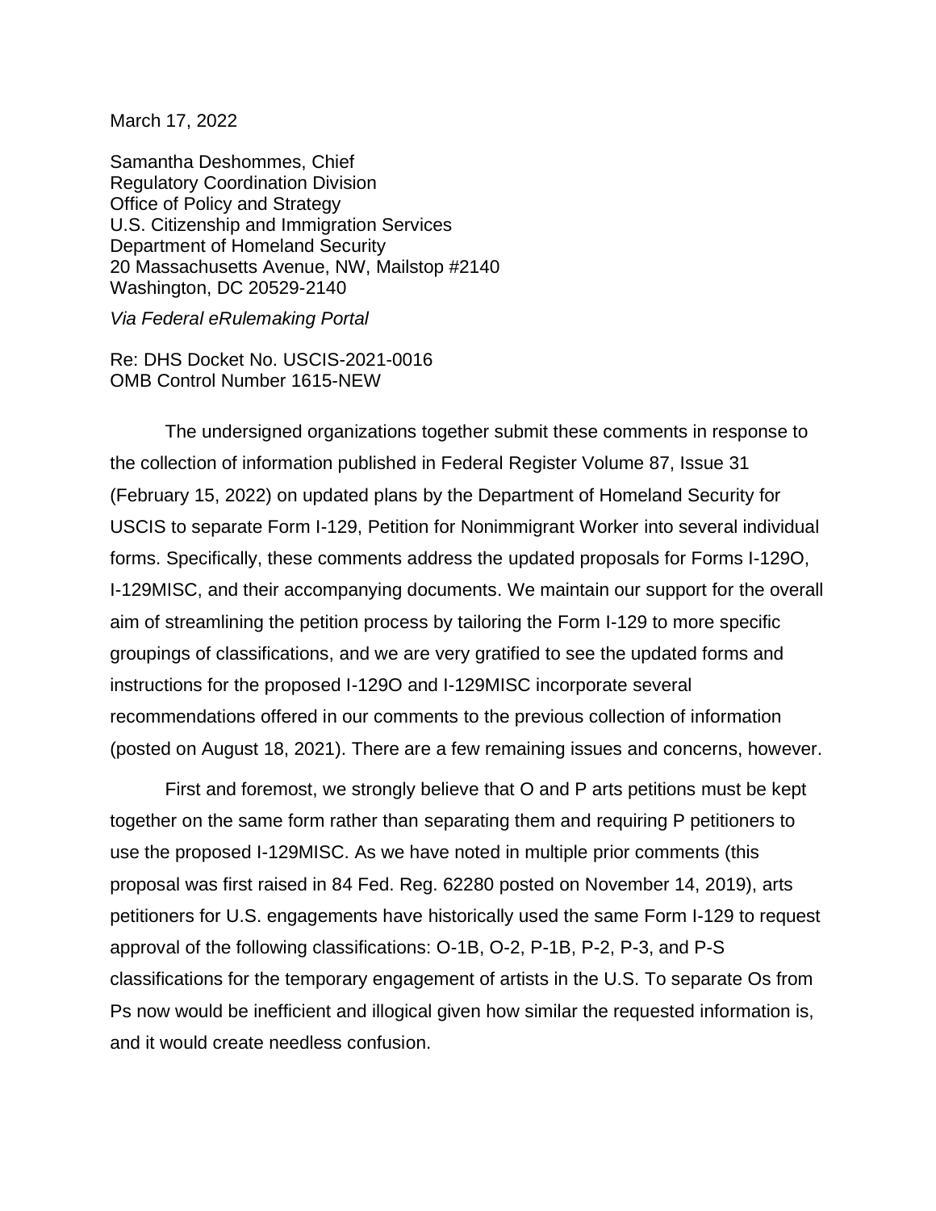March 17, 2022

Samantha Deshommes, Chief
Regulatory Coordination Division
Office of Policy and Strategy
U.S. Citizenship and Immigration Services
Department of Homeland Security
20 Massachusetts Avenue, NW, Mailstop #2140
Washington, DC 20529-2140

*Via Federal eRulemaking Portal*

Re: DHS Docket No. USCIS-2021-0016
OMB Control Number 1615-NEW

The undersigned organizations together submit these comments in response to the collection of information published in Federal Register Volume 87, Issue 31 (February 15, 2022) on updated plans by the Department of Homeland Security for USCIS to separate Form I-129, Petition for Nonimmigrant Worker into several individual forms. Specifically, these comments address the updated proposals for Forms I-129O, I-129MISC, and their accompanying documents. We maintain our support for the overall aim of streamlining the petition process by tailoring the Form I-129 to more specific groupings of classifications, and we are very gratified to see the updated forms and instructions for the proposed I-129O and I-129MISC incorporate several recommendations offered in our comments to the previous collection of information (posted on August 18, 2021). There are a few remaining issues and concerns, however.

First and foremost, we strongly believe that O and P arts petitions must be kept together on the same form rather than separating them and requiring P petitioners to use the proposed I-129MISC. As we have noted in multiple prior comments (this proposal was first raised in 84 Fed. Reg. 62280 posted on November 14, 2019), arts petitioners for U.S. engagements have historically used the same Form I-129 to request approval of the following classifications: O-1B, O-2, P-1B, P-2, P-3, and P-S classifications for the temporary engagement of artists in the U.S. To separate Os from Ps now would be inefficient and illogical given how similar the requested information is, and it would create needless confusion.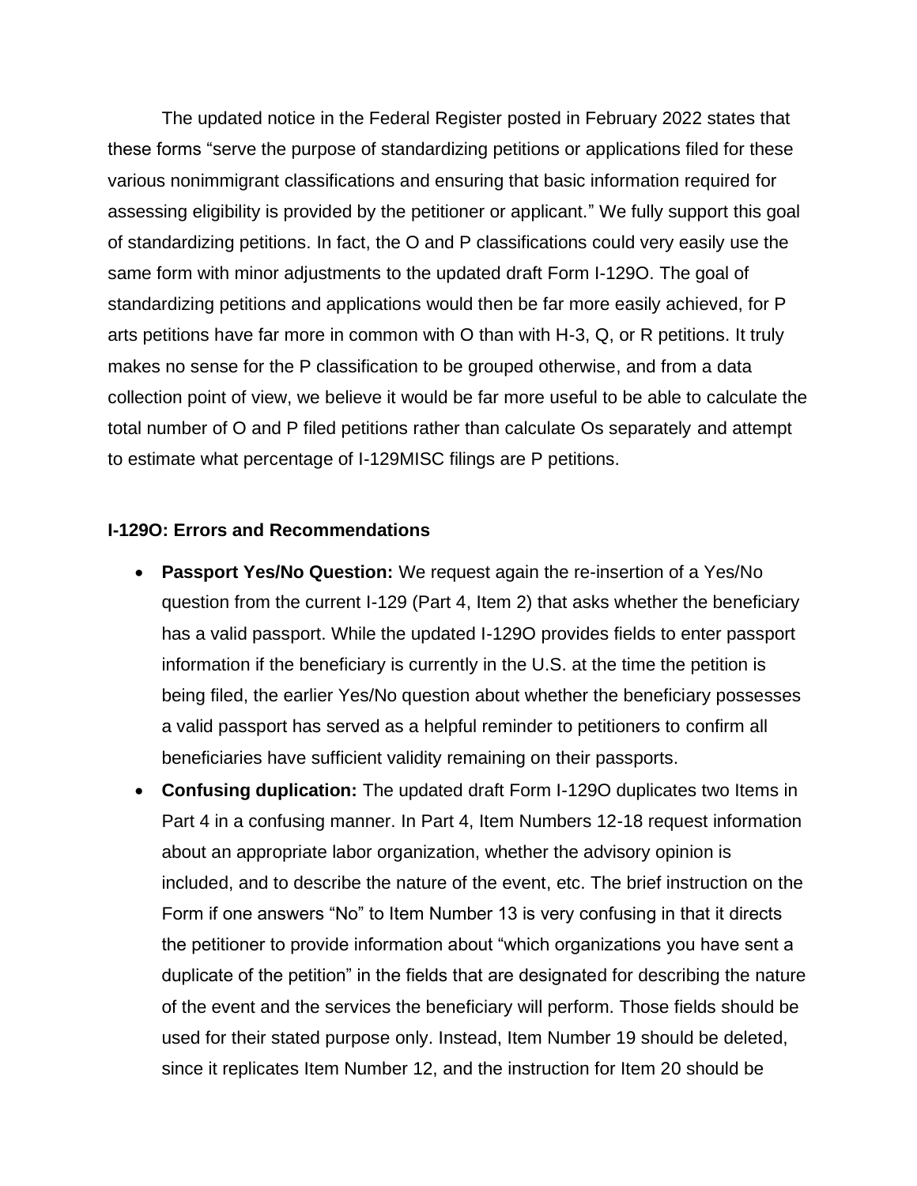The updated notice in the Federal Register posted in February 2022 states that these forms "serve the purpose of standardizing petitions or applications filed for these various nonimmigrant classifications and ensuring that basic information required for assessing eligibility is provided by the petitioner or applicant." We fully support this goal of standardizing petitions. In fact, the O and P classifications could very easily use the same form with minor adjustments to the updated draft Form I-129O. The goal of standardizing petitions and applications would then be far more easily achieved, for P arts petitions have far more in common with O than with H-3, Q, or R petitions. It truly makes no sense for the P classification to be grouped otherwise, and from a data collection point of view, we believe it would be far more useful to be able to calculate the total number of O and P filed petitions rather than calculate Os separately and attempt to estimate what percentage of I-129MISC filings are P petitions.

**I-129O: Errors and Recommendations**

- **Passport Yes/No Question:** We request again the re-insertion of a Yes/No question from the current I-129 (Part 4, Item 2) that asks whether the beneficiary has a valid passport. While the updated I-129O provides fields to enter passport information if the beneficiary is currently in the U.S. at the time the petition is being filed, the earlier Yes/No question about whether the beneficiary possesses a valid passport has served as a helpful reminder to petitioners to confirm all beneficiaries have sufficient validity remaining on their passports.
- **Confusing duplication:** The updated draft Form I-129O duplicates two Items in Part 4 in a confusing manner. In Part 4, Item Numbers 12-18 request information about an appropriate labor organization, whether the advisory opinion is included, and to describe the nature of the event, etc. The brief instruction on the Form if one answers "No" to Item Number 13 is very confusing in that it directs the petitioner to provide information about "which organizations you have sent a duplicate of the petition" in the fields that are designated for describing the nature of the event and the services the beneficiary will perform. Those fields should be used for their stated purpose only. Instead, Item Number 19 should be deleted, since it replicates Item Number 12, and the instruction for Item 20 should be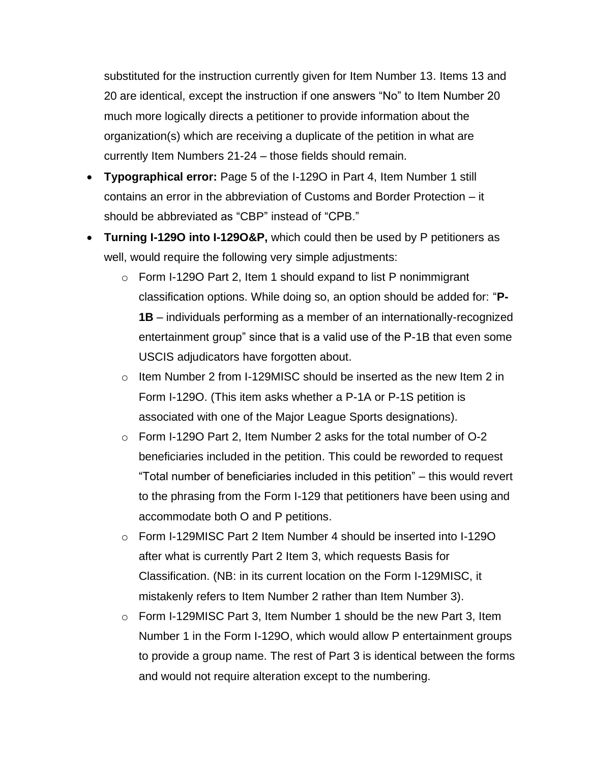substituted for the instruction currently given for Item Number 13. Items 13 and 20 are identical, except the instruction if one answers "No" to Item Number 20 much more logically directs a petitioner to provide information about the organization(s) which are receiving a duplicate of the petition in what are currently Item Numbers 21-24 – those fields should remain.

- **Typographical error:** Page 5 of the I-129O in Part 4, Item Number 1 still contains an error in the abbreviation of Customs and Border Protection – it should be abbreviated as "CBP" instead of "CPB."
- **Turning I-129O into I-129O&P,** which could then be used by P petitioners as well, would require the following very simple adjustments:
  - Form I-129O Part 2, Item 1 should expand to list P nonimmigrant classification options. While doing so, an option should be added for: "**P-1B** – individuals performing as a member of an internationally-recognized entertainment group" since that is a valid use of the P-1B that even some USCIS adjudicators have forgotten about.
  - Item Number 2 from I-129MISC should be inserted as the new Item 2 in Form I-129O. (This item asks whether a P-1A or P-1S petition is associated with one of the Major League Sports designations).
  - Form I-129O Part 2, Item Number 2 asks for the total number of O-2 beneficiaries included in the petition. This could be reworded to request "Total number of beneficiaries included in this petition" – this would revert to the phrasing from the Form I-129 that petitioners have been using and accommodate both O and P petitions.
  - Form I-129MISC Part 2 Item Number 4 should be inserted into I-129O after what is currently Part 2 Item 3, which requests Basis for Classification. (NB: in its current location on the Form I-129MISC, it mistakenly refers to Item Number 2 rather than Item Number 3).
  - Form I-129MISC Part 3, Item Number 1 should be the new Part 3, Item Number 1 in the Form I-129O, which would allow P entertainment groups to provide a group name. The rest of Part 3 is identical between the forms and would not require alteration except to the numbering.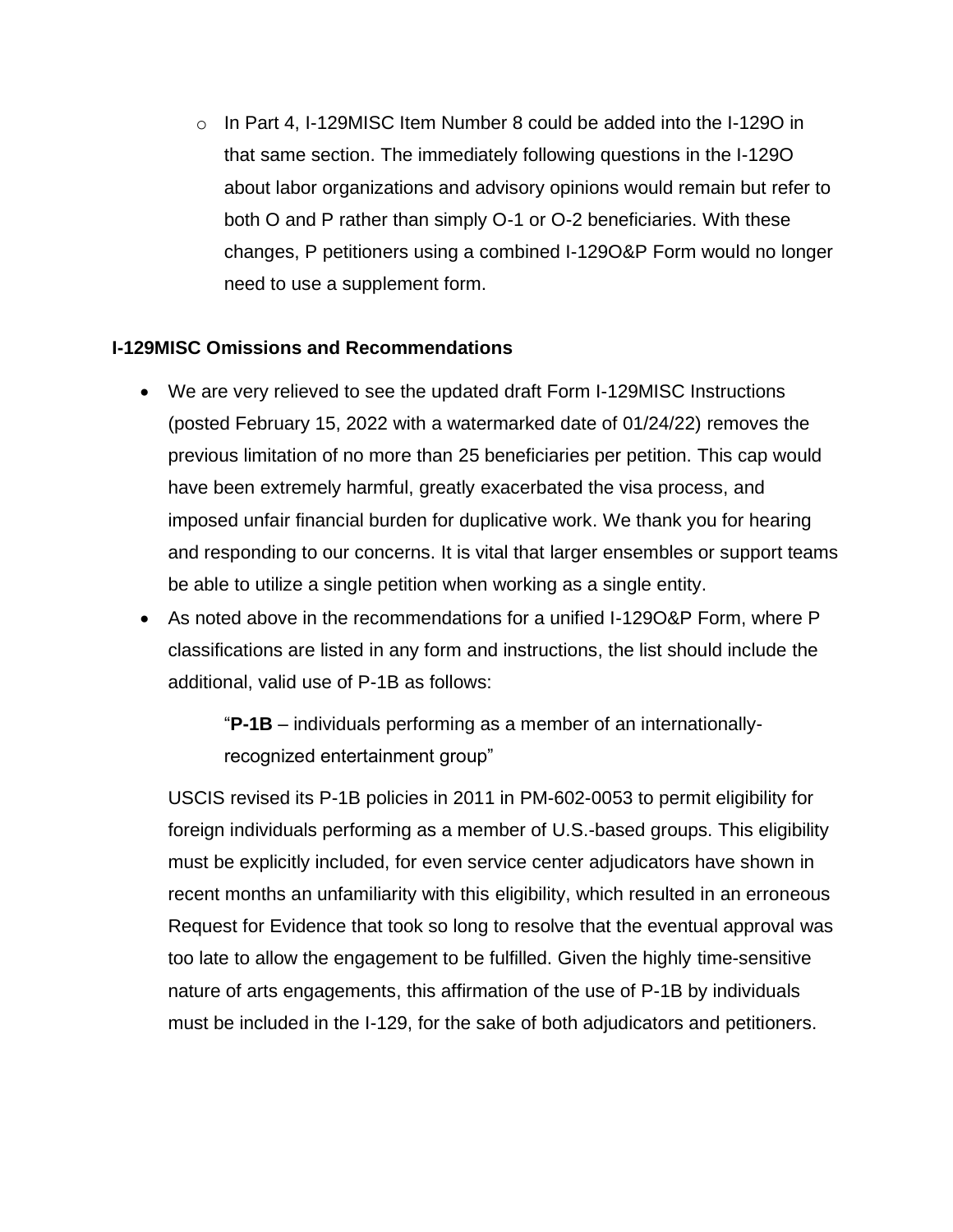- In Part 4, I-129MISC Item Number 8 could be added into the I-129O in that same section. The immediately following questions in the I-129O about labor organizations and advisory opinions would remain but refer to both O and P rather than simply O-1 or O-2 beneficiaries. With these changes, P petitioners using a combined I-129O&P Form would no longer need to use a supplement form.

**I-129MISC Omissions and Recommendations**

- We are very relieved to see the updated draft Form I-129MISC Instructions (posted February 15, 2022 with a watermarked date of 01/24/22) removes the previous limitation of no more than 25 beneficiaries per petition. This cap would have been extremely harmful, greatly exacerbated the visa process, and imposed unfair financial burden for duplicative work. We thank you for hearing and responding to our concerns. It is vital that larger ensembles or support teams be able to utilize a single petition when working as a single entity.
- As noted above in the recommendations for a unified I-129O&P Form, where P classifications are listed in any form and instructions, the list should include the additional, valid use of P-1B as follows:

  "**P-1B** – individuals performing as a member of an internationally-recognized entertainment group"

  USCIS revised its P-1B policies in 2011 in PM-602-0053 to permit eligibility for foreign individuals performing as a member of U.S.-based groups. This eligibility must be explicitly included, for even service center adjudicators have shown in recent months an unfamiliarity with this eligibility, which resulted in an erroneous Request for Evidence that took so long to resolve that the eventual approval was too late to allow the engagement to be fulfilled. Given the highly time-sensitive nature of arts engagements, this affirmation of the use of P-1B by individuals must be included in the I-129, for the sake of both adjudicators and petitioners.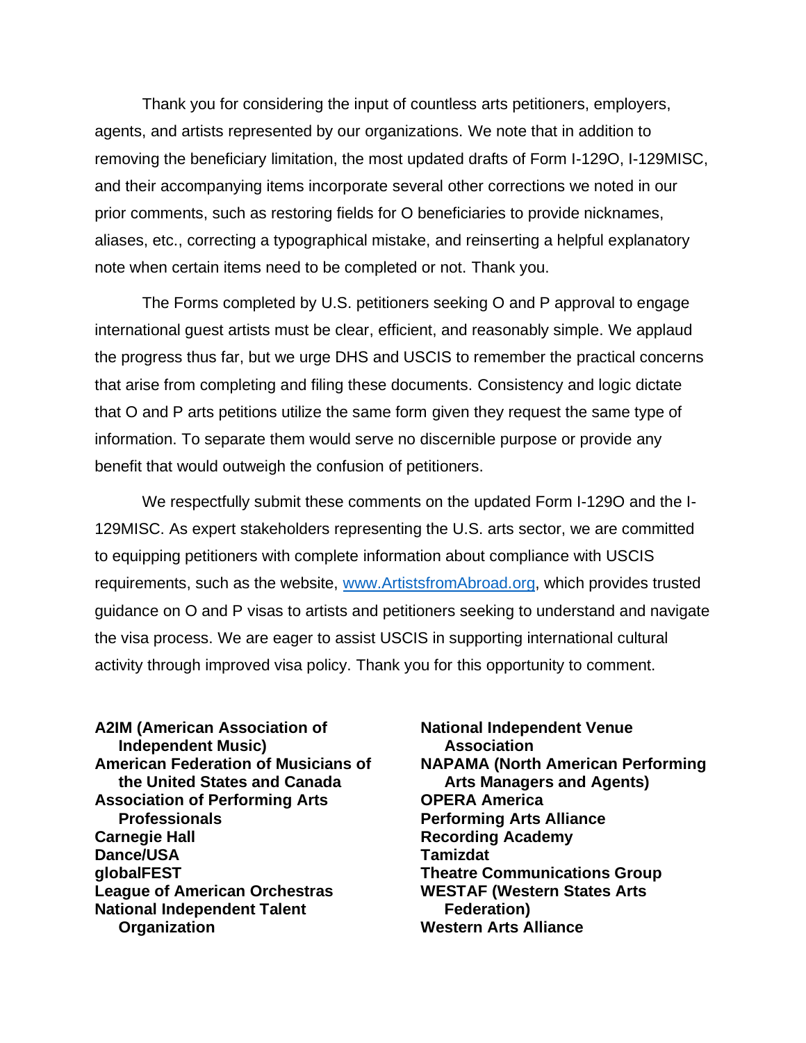Thank you for considering the input of countless arts petitioners, employers, agents, and artists represented by our organizations. We note that in addition to removing the beneficiary limitation, the most updated drafts of Form I-129O, I-129MISC, and their accompanying items incorporate several other corrections we noted in our prior comments, such as restoring fields for O beneficiaries to provide nicknames, aliases, etc., correcting a typographical mistake, and reinserting a helpful explanatory note when certain items need to be completed or not. Thank you.

The Forms completed by U.S. petitioners seeking O and P approval to engage international guest artists must be clear, efficient, and reasonably simple. We applaud the progress thus far, but we urge DHS and USCIS to remember the practical concerns that arise from completing and filing these documents. Consistency and logic dictate that O and P arts petitions utilize the same form given they request the same type of information. To separate them would serve no discernible purpose or provide any benefit that would outweigh the confusion of petitioners.

We respectfully submit these comments on the updated Form I-129O and the I-129MISC. As expert stakeholders representing the U.S. arts sector, we are committed to equipping petitioners with complete information about compliance with USCIS requirements, such as the website, [www.ArtistsfromAbroad.org](http://www.ArtistsfromAbroad.org), which provides trusted guidance on O and P visas to artists and petitioners seeking to understand and navigate the visa process. We are eager to assist USCIS in supporting international cultural activity through improved visa policy. Thank you for this opportunity to comment.

**A2IM (American Association of Independent Music)**
**American Federation of Musicians of the United States and Canada**
**Association of Performing Arts Professionals**
**Carnegie Hall**
**Dance/USA**
**globalFEST**
**League of American Orchestras**
**National Independent Talent Organization**
**National Independent Venue Association**
**NAPAMA (North American Performing Arts Managers and Agents)**
**OPERA America**
**Performing Arts Alliance**
**Recording Academy**
**Tamizdat**
**Theatre Communications Group**
**WESTAF (Western States Arts Federation)**
**Western Arts Alliance**